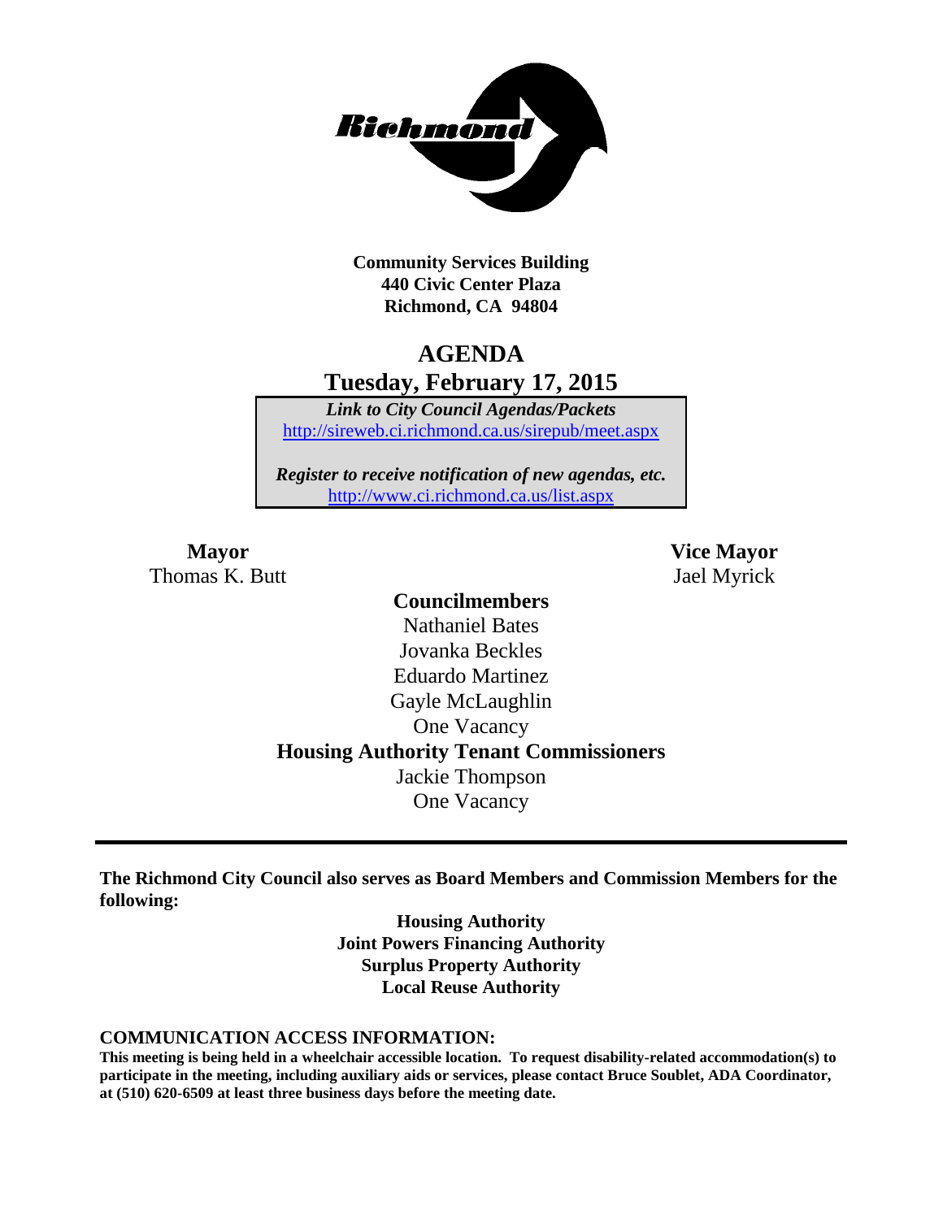**Community Services Building**
**440 Civic Center Plaza**
**Richmond, CA 94804**

# AGENDA
## Tuesday, February 17, 2015

***Link to City Council Agendas/Packets***
http://sireweb.ci.richmond.ca.us/sirepub/meet.aspx

***Register to receive notification of new agendas, etc.***
http://www.ci.richmond.ca.us/list.aspx

**Mayor**
Thomas K. Butt

**Vice Mayor**
Jael Myrick

**Councilmembers**
Nathaniel Bates
Jovanka Beckles
Eduardo Martinez
Gayle McLaughlin
One Vacancy

**Housing Authority Tenant Commissioners**
Jackie Thompson
One Vacancy

---

**The Richmond City Council also serves as Board Members and Commission Members for the following:**

**Housing Authority**
**Joint Powers Financing Authority**
**Surplus Property Authority**
**Local Reuse Authority**

**COMMUNICATION ACCESS INFORMATION:**
**This meeting is being held in a wheelchair accessible location. To request disability-related accommodation(s) to participate in the meeting, including auxiliary aids or services, please contact Bruce Soublet, ADA Coordinator, at (510) 620-6509 at least three business days before the meeting date.**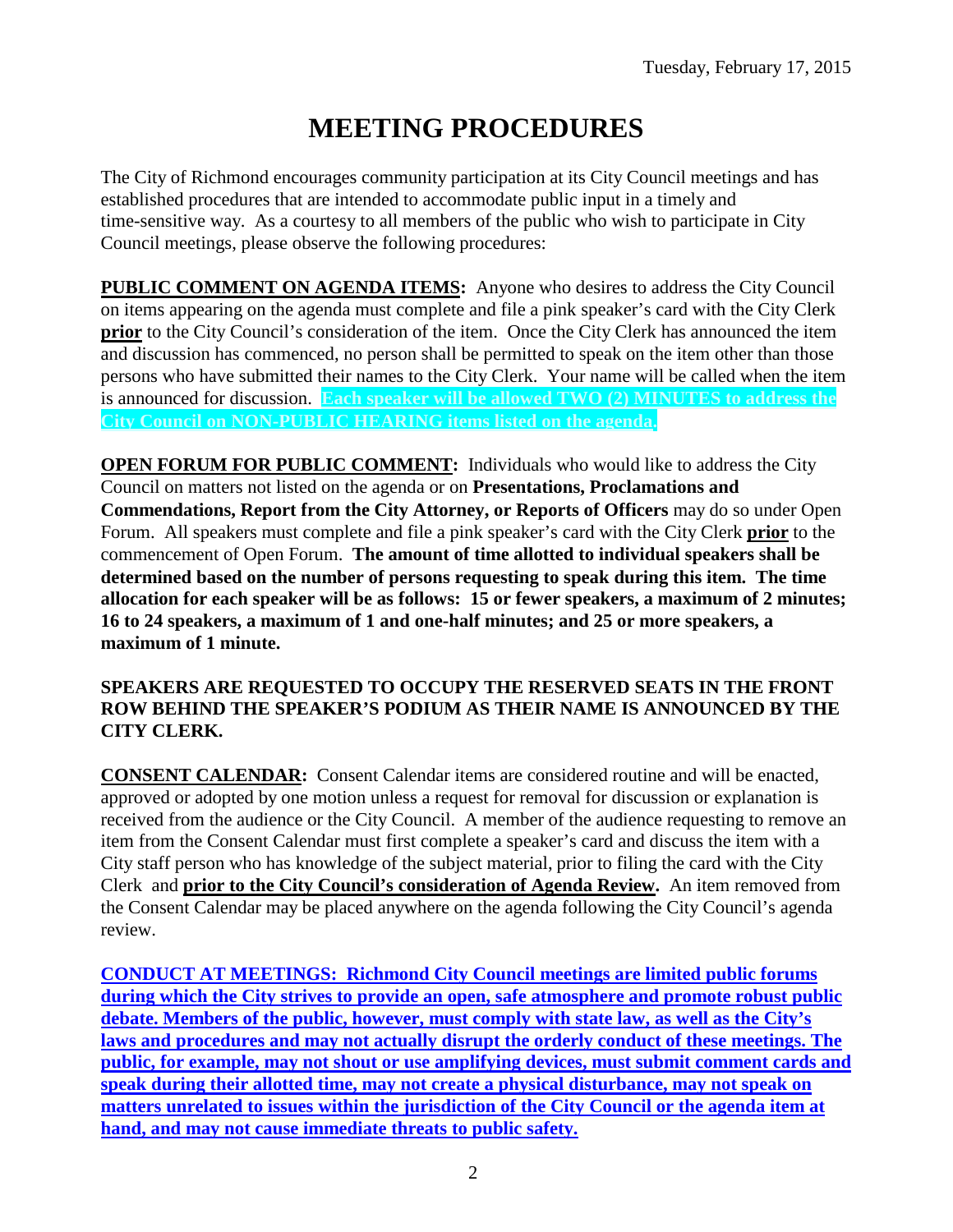Tuesday, February 17, 2015

# MEETING PROCEDURES

The City of Richmond encourages community participation at its City Council meetings and has established procedures that are intended to accommodate public input in a timely and time-sensitive way. As a courtesy to all members of the public who wish to participate in City Council meetings, please observe the following procedures:

**PUBLIC COMMENT ON AGENDA ITEMS:** Anyone who desires to address the City Council on items appearing on the agenda must complete and file a pink speaker's card with the City Clerk **prior** to the City Council's consideration of the item. Once the City Clerk has announced the item and discussion has commenced, no person shall be permitted to speak on the item other than those persons who have submitted their names to the City Clerk. Your name will be called when the item is announced for discussion. **Each speaker will be allowed TWO (2) MINUTES to address the City Council on NON-PUBLIC HEARING items listed on the agenda.**

**OPEN FORUM FOR PUBLIC COMMENT:** Individuals who would like to address the City Council on matters not listed on the agenda or on **Presentations, Proclamations and Commendations, Report from the City Attorney, or Reports of Officers** may do so under Open Forum. All speakers must complete and file a pink speaker's card with the City Clerk **prior** to the commencement of Open Forum. **The amount of time allotted to individual speakers shall be determined based on the number of persons requesting to speak during this item. The time allocation for each speaker will be as follows: 15 or fewer speakers, a maximum of 2 minutes; 16 to 24 speakers, a maximum of 1 and one-half minutes; and 25 or more speakers, a maximum of 1 minute.**

**SPEAKERS ARE REQUESTED TO OCCUPY THE RESERVED SEATS IN THE FRONT ROW BEHIND THE SPEAKER'S PODIUM AS THEIR NAME IS ANNOUNCED BY THE CITY CLERK.**

**CONSENT CALENDAR:** Consent Calendar items are considered routine and will be enacted, approved or adopted by one motion unless a request for removal for discussion or explanation is received from the audience or the City Council. A member of the audience requesting to remove an item from the Consent Calendar must first complete a speaker's card and discuss the item with a City staff person who has knowledge of the subject material, prior to filing the card with the City Clerk and **prior to the City Council's consideration of Agenda Review.** An item removed from the Consent Calendar may be placed anywhere on the agenda following the City Council's agenda review.

**CONDUCT AT MEETINGS: Richmond City Council meetings are limited public forums during which the City strives to provide an open, safe atmosphere and promote robust public debate. Members of the public, however, must comply with state law, as well as the City's laws and procedures and may not actually disrupt the orderly conduct of these meetings. The public, for example, may not shout or use amplifying devices, must submit comment cards and speak during their allotted time, may not create a physical disturbance, may not speak on matters unrelated to issues within the jurisdiction of the City Council or the agenda item at hand, and may not cause immediate threats to public safety.**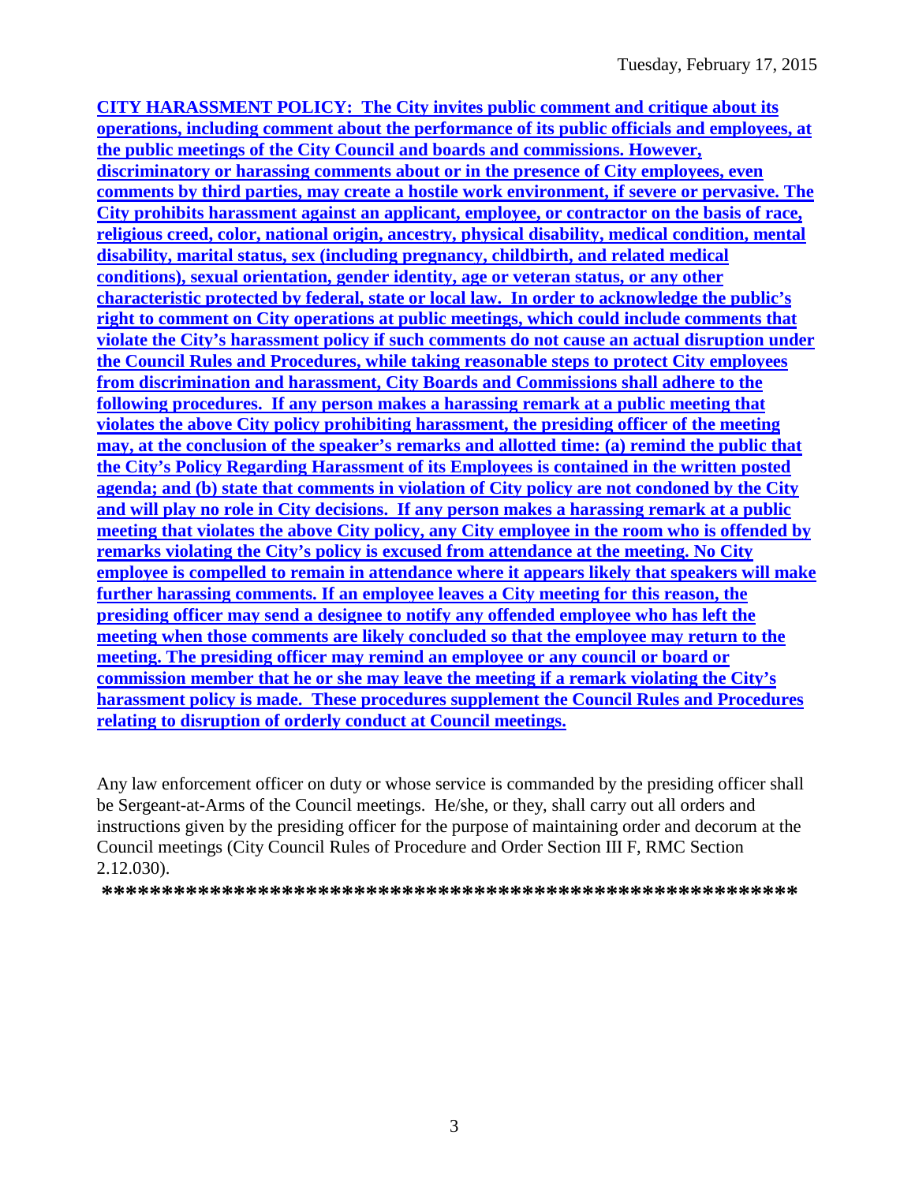**CITY HARASSMENT POLICY: The City invites public comment and critique about its operations, including comment about the performance of its public officials and employees, at the public meetings of the City Council and boards and commissions. However, discriminatory or harassing comments about or in the presence of City employees, even comments by third parties, may create a hostile work environment, if severe or pervasive. The City prohibits harassment against an applicant, employee, or contractor on the basis of race, religious creed, color, national origin, ancestry, physical disability, medical condition, mental disability, marital status, sex (including pregnancy, childbirth, and related medical conditions), sexual orientation, gender identity, age or veteran status, or any other characteristic protected by federal, state or local law. In order to acknowledge the public's right to comment on City operations at public meetings, which could include comments that violate the City's harassment policy if such comments do not cause an actual disruption under the Council Rules and Procedures, while taking reasonable steps to protect City employees from discrimination and harassment, City Boards and Commissions shall adhere to the following procedures. If any person makes a harassing remark at a public meeting that violates the above City policy prohibiting harassment, the presiding officer of the meeting may, at the conclusion of the speaker's remarks and allotted time: (a) remind the public that the City's Policy Regarding Harassment of its Employees is contained in the written posted agenda; and (b) state that comments in violation of City policy are not condoned by the City and will play no role in City decisions. If any person makes a harassing remark at a public meeting that violates the above City policy, any City employee in the room who is offended by remarks violating the City's policy is excused from attendance at the meeting. No City employee is compelled to remain in attendance where it appears likely that speakers will make further harassing comments. If an employee leaves a City meeting for this reason, the presiding officer may send a designee to notify any offended employee who has left the meeting when those comments are likely concluded so that the employee may return to the meeting. The presiding officer may remind an employee or any council or board or commission member that he or she may leave the meeting if a remark violating the City's harassment policy is made. These procedures supplement the Council Rules and Procedures relating to disruption of orderly conduct at Council meetings.**

Any law enforcement officer on duty or whose service is commanded by the presiding officer shall be Sergeant-at-Arms of the Council meetings. He/she, or they, shall carry out all orders and instructions given by the presiding officer for the purpose of maintaining order and decorum at the Council meetings (City Council Rules of Procedure and Order Section III F, RMC Section 2.12.030).

**************************************************************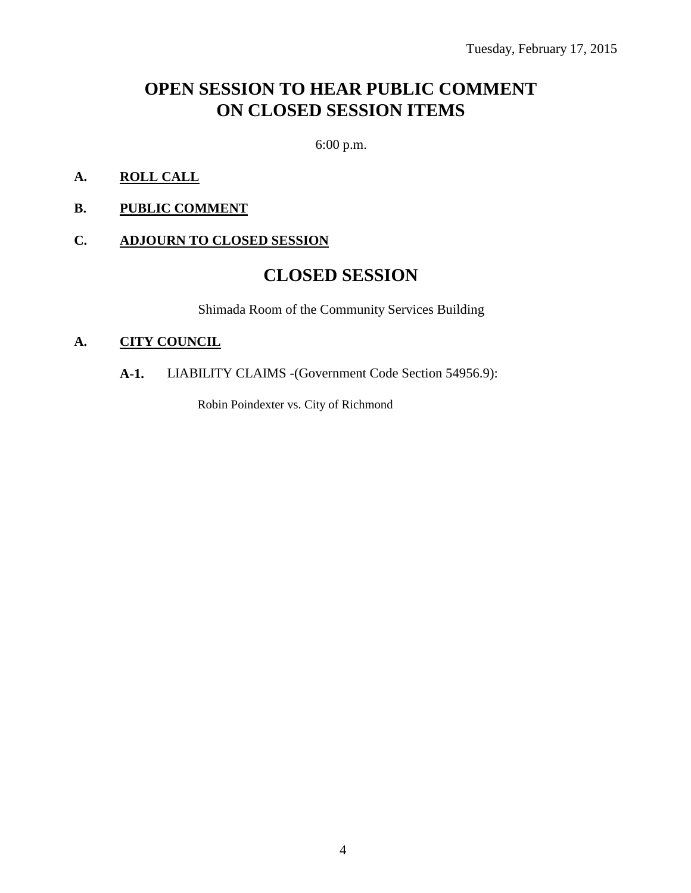Tuesday, February 17, 2015

# OPEN SESSION TO HEAR PUBLIC COMMENT ON CLOSED SESSION ITEMS

6:00 p.m.

**A.** **ROLL CALL**

**B.** **PUBLIC COMMENT**

**C.** **ADJOURN TO CLOSED SESSION**

# CLOSED SESSION

Shimada Room of the Community Services Building

**A.** **CITY COUNCIL**

**A-1.** LIABILITY CLAIMS -(Government Code Section 54956.9):

Robin Poindexter vs. City of Richmond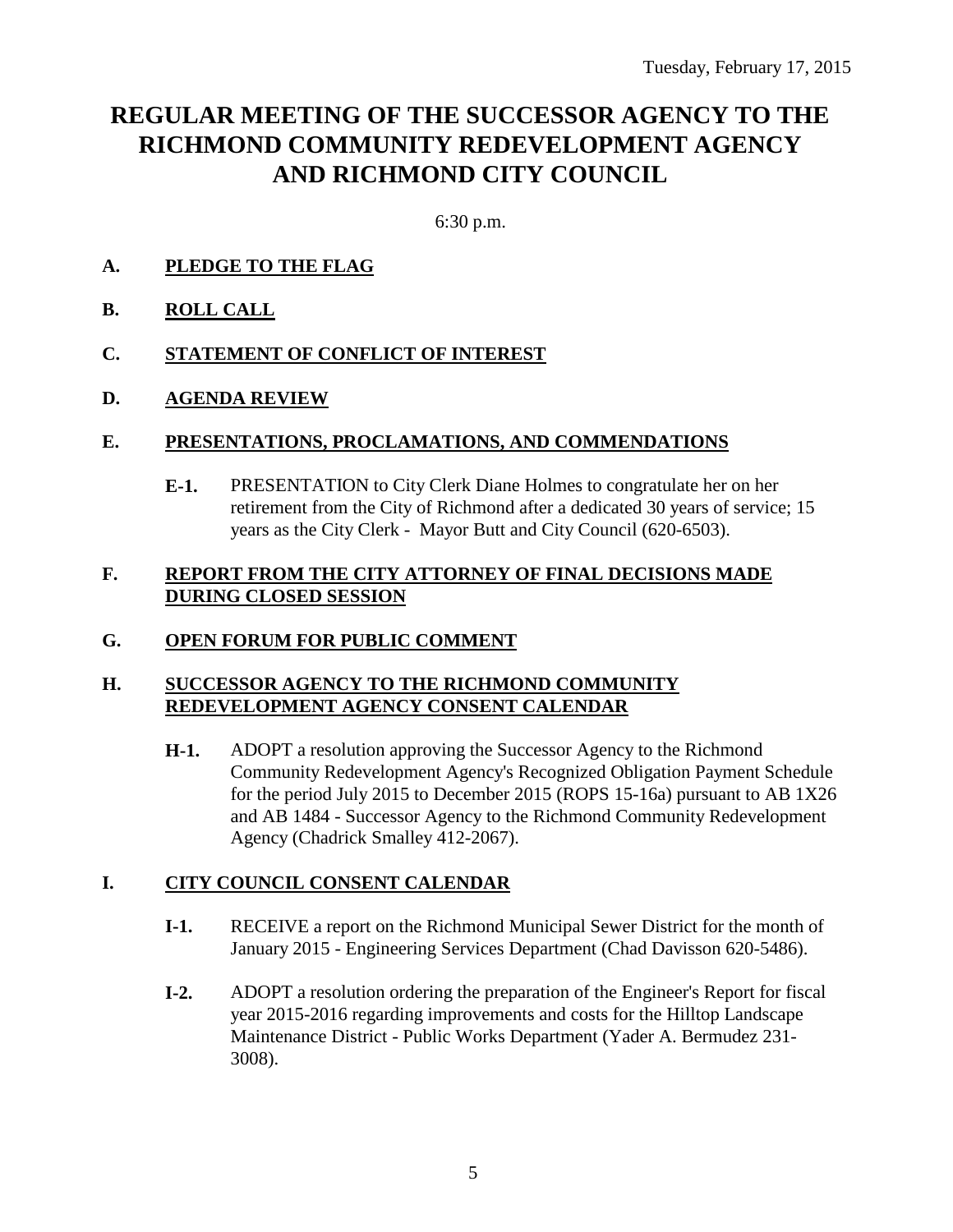Tuesday, February 17, 2015

# REGULAR MEETING OF THE SUCCESSOR AGENCY TO THE RICHMOND COMMUNITY REDEVELOPMENT AGENCY AND RICHMOND CITY COUNCIL

6:30 p.m.

**A. PLEDGE TO THE FLAG**

**B. ROLL CALL**

**C. STATEMENT OF CONFLICT OF INTEREST**

**D. AGENDA REVIEW**

**E. PRESENTATIONS, PROCLAMATIONS, AND COMMENDATIONS**

**E-1.** PRESENTATION to City Clerk Diane Holmes to congratulate her on her retirement from the City of Richmond after a dedicated 30 years of service; 15 years as the City Clerk - Mayor Butt and City Council (620-6503).

**F. REPORT FROM THE CITY ATTORNEY OF FINAL DECISIONS MADE DURING CLOSED SESSION**

**G. OPEN FORUM FOR PUBLIC COMMENT**

**H. SUCCESSOR AGENCY TO THE RICHMOND COMMUNITY REDEVELOPMENT AGENCY CONSENT CALENDAR**

**H-1.** ADOPT a resolution approving the Successor Agency to the Richmond Community Redevelopment Agency's Recognized Obligation Payment Schedule for the period July 2015 to December 2015 (ROPS 15-16a) pursuant to AB 1X26 and AB 1484 - Successor Agency to the Richmond Community Redevelopment Agency (Chadrick Smalley 412-2067).

**I. CITY COUNCIL CONSENT CALENDAR**

**I-1.** RECEIVE a report on the Richmond Municipal Sewer District for the month of January 2015 - Engineering Services Department (Chad Davisson 620-5486).

**I-2.** ADOPT a resolution ordering the preparation of the Engineer's Report for fiscal year 2015-2016 regarding improvements and costs for the Hilltop Landscape Maintenance District - Public Works Department (Yader A. Bermudez 231-3008).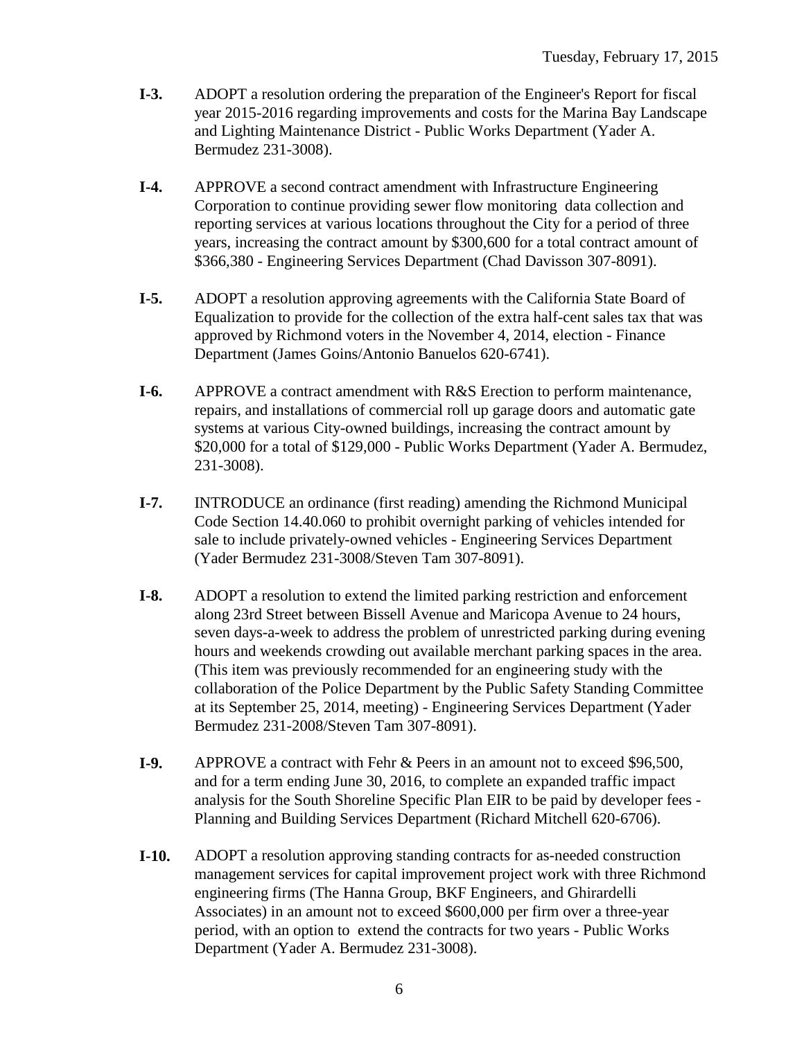**I-3.** ADOPT a resolution ordering the preparation of the Engineer's Report for fiscal year 2015-2016 regarding improvements and costs for the Marina Bay Landscape and Lighting Maintenance District - Public Works Department (Yader A. Bermudez 231-3008).

**I-4.** APPROVE a second contract amendment with Infrastructure Engineering Corporation to continue providing sewer flow monitoring data collection and reporting services at various locations throughout the City for a period of three years, increasing the contract amount by $300,600 for a total contract amount of $366,380 - Engineering Services Department (Chad Davisson 307-8091).

**I-5.** ADOPT a resolution approving agreements with the California State Board of Equalization to provide for the collection of the extra half-cent sales tax that was approved by Richmond voters in the November 4, 2014, election - Finance Department (James Goins/Antonio Banuelos 620-6741).

**I-6.** APPROVE a contract amendment with R&S Erection to perform maintenance, repairs, and installations of commercial roll up garage doors and automatic gate systems at various City-owned buildings, increasing the contract amount by $20,000 for a total of $129,000 - Public Works Department (Yader A. Bermudez, 231-3008).

**I-7.** INTRODUCE an ordinance (first reading) amending the Richmond Municipal Code Section 14.40.060 to prohibit overnight parking of vehicles intended for sale to include privately-owned vehicles - Engineering Services Department (Yader Bermudez 231-3008/Steven Tam 307-8091).

**I-8.** ADOPT a resolution to extend the limited parking restriction and enforcement along 23rd Street between Bissell Avenue and Maricopa Avenue to 24 hours, seven days-a-week to address the problem of unrestricted parking during evening hours and weekends crowding out available merchant parking spaces in the area. (This item was previously recommended for an engineering study with the collaboration of the Police Department by the Public Safety Standing Committee at its September 25, 2014, meeting) - Engineering Services Department (Yader Bermudez 231-2008/Steven Tam 307-8091).

**I-9.** APPROVE a contract with Fehr & Peers in an amount not to exceed $96,500, and for a term ending June 30, 2016, to complete an expanded traffic impact analysis for the South Shoreline Specific Plan EIR to be paid by developer fees - Planning and Building Services Department (Richard Mitchell 620-6706).

**I-10.** ADOPT a resolution approving standing contracts for as-needed construction management services for capital improvement project work with three Richmond engineering firms (The Hanna Group, BKF Engineers, and Ghirardelli Associates) in an amount not to exceed $600,000 per firm over a three-year period, with an option to extend the contracts for two years - Public Works Department (Yader A. Bermudez 231-3008).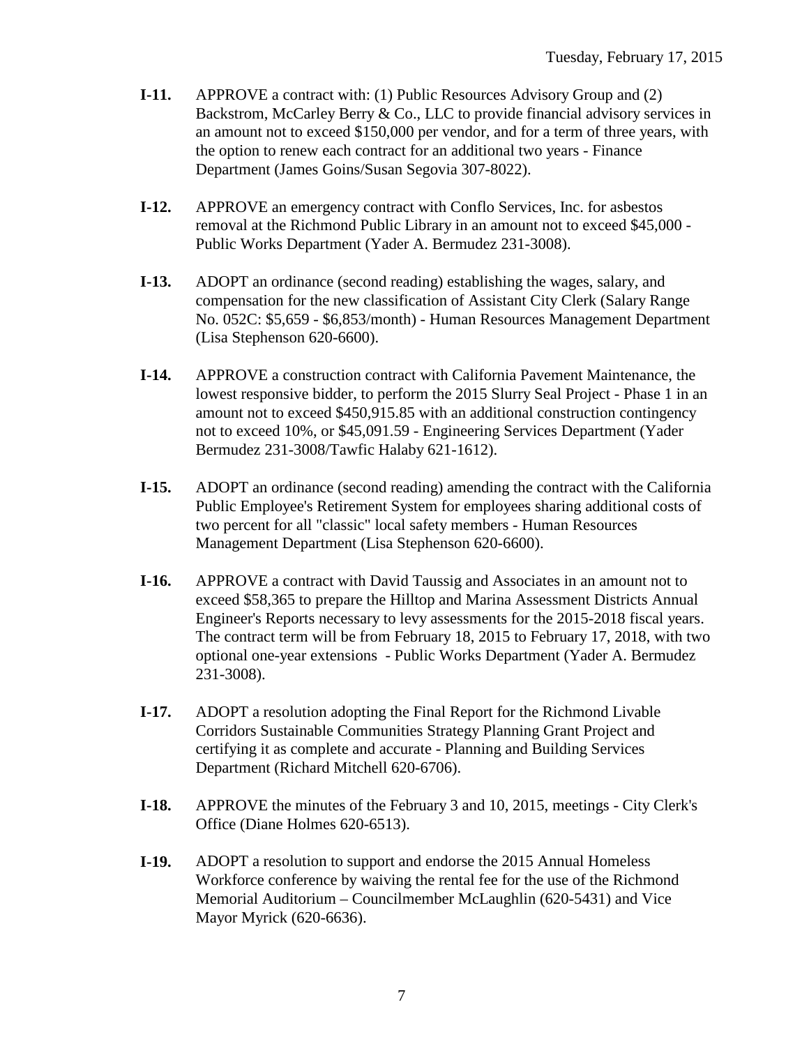**I-11.** APPROVE a contract with: (1) Public Resources Advisory Group and (2) Backstrom, McCarley Berry & Co., LLC to provide financial advisory services in an amount not to exceed $150,000 per vendor, and for a term of three years, with the option to renew each contract for an additional two years - Finance Department (James Goins/Susan Segovia 307-8022).

**I-12.** APPROVE an emergency contract with Conflo Services, Inc. for asbestos removal at the Richmond Public Library in an amount not to exceed $45,000 - Public Works Department (Yader A. Bermudez 231-3008).

**I-13.** ADOPT an ordinance (second reading) establishing the wages, salary, and compensation for the new classification of Assistant City Clerk (Salary Range No. 052C: $5,659 - $6,853/month) - Human Resources Management Department (Lisa Stephenson 620-6600).

**I-14.** APPROVE a construction contract with California Pavement Maintenance, the lowest responsive bidder, to perform the 2015 Slurry Seal Project - Phase 1 in an amount not to exceed $450,915.85 with an additional construction contingency not to exceed 10%, or $45,091.59 - Engineering Services Department (Yader Bermudez 231-3008/Tawfic Halaby 621-1612).

**I-15.** ADOPT an ordinance (second reading) amending the contract with the California Public Employee's Retirement System for employees sharing additional costs of two percent for all "classic" local safety members - Human Resources Management Department (Lisa Stephenson 620-6600).

**I-16.** APPROVE a contract with David Taussig and Associates in an amount not to exceed $58,365 to prepare the Hilltop and Marina Assessment Districts Annual Engineer's Reports necessary to levy assessments for the 2015-2018 fiscal years. The contract term will be from February 18, 2015 to February 17, 2018, with two optional one-year extensions - Public Works Department (Yader A. Bermudez 231-3008).

**I-17.** ADOPT a resolution adopting the Final Report for the Richmond Livable Corridors Sustainable Communities Strategy Planning Grant Project and certifying it as complete and accurate - Planning and Building Services Department (Richard Mitchell 620-6706).

**I-18.** APPROVE the minutes of the February 3 and 10, 2015, meetings - City Clerk's Office (Diane Holmes 620-6513).

**I-19.** ADOPT a resolution to support and endorse the 2015 Annual Homeless Workforce conference by waiving the rental fee for the use of the Richmond Memorial Auditorium – Councilmember McLaughlin (620-5431) and Vice Mayor Myrick (620-6636).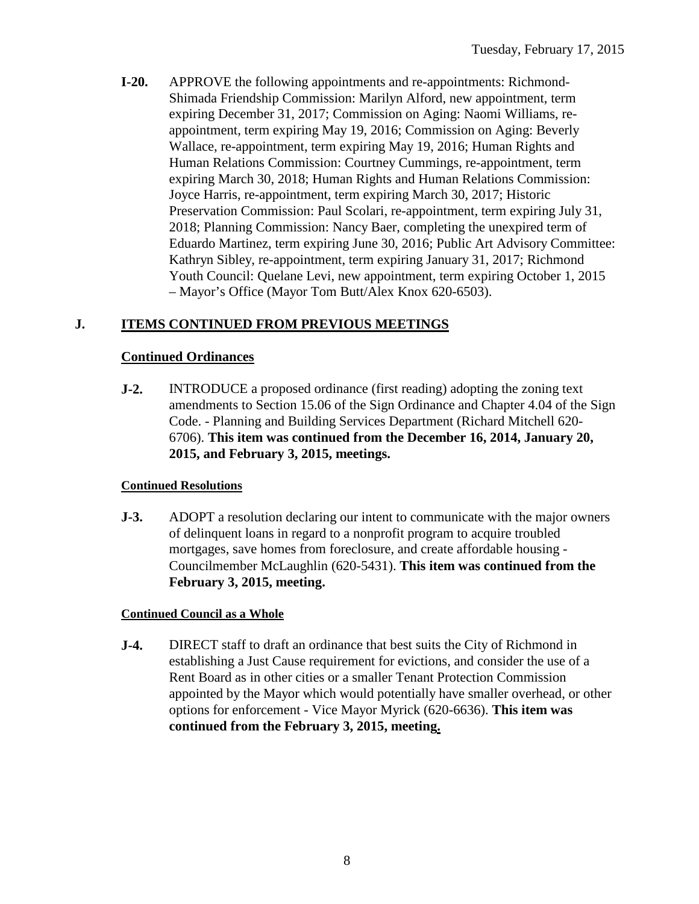**I-20.** APPROVE the following appointments and re-appointments: Richmond-Shimada Friendship Commission: Marilyn Alford, new appointment, term expiring December 31, 2017; Commission on Aging: Naomi Williams, re-appointment, term expiring May 19, 2016; Commission on Aging: Beverly Wallace, re-appointment, term expiring May 19, 2016; Human Rights and Human Relations Commission: Courtney Cummings, re-appointment, term expiring March 30, 2018; Human Rights and Human Relations Commission: Joyce Harris, re-appointment, term expiring March 30, 2017; Historic Preservation Commission: Paul Scolari, re-appointment, term expiring July 31, 2018; Planning Commission: Nancy Baer, completing the unexpired term of Eduardo Martinez, term expiring June 30, 2016; Public Art Advisory Committee: Kathryn Sibley, re-appointment, term expiring January 31, 2017; Richmond Youth Council: Quelane Levi, new appointment, term expiring October 1, 2015 – Mayor's Office (Mayor Tom Butt/Alex Knox 620-6503).

## J. ITEMS CONTINUED FROM PREVIOUS MEETINGS

### Continued Ordinances

**J-2.** INTRODUCE a proposed ordinance (first reading) adopting the zoning text amendments to Section 15.06 of the Sign Ordinance and Chapter 4.04 of the Sign Code. - Planning and Building Services Department (Richard Mitchell 620-6706). **This item was continued from the December 16, 2014, January 20, 2015, and February 3, 2015, meetings.**

#### Continued Resolutions

**J-3.** ADOPT a resolution declaring our intent to communicate with the major owners of delinquent loans in regard to a nonprofit program to acquire troubled mortgages, save homes from foreclosure, and create affordable housing - Councilmember McLaughlin (620-5431). **This item was continued from the February 3, 2015, meeting.**

#### Continued Council as a Whole

**J-4.** DIRECT staff to draft an ordinance that best suits the City of Richmond in establishing a Just Cause requirement for evictions, and consider the use of a Rent Board as in other cities or a smaller Tenant Protection Commission appointed by the Mayor which would potentially have smaller overhead, or other options for enforcement - Vice Mayor Myrick (620-6636). **This item was continued from the February 3, 2015, meeting.**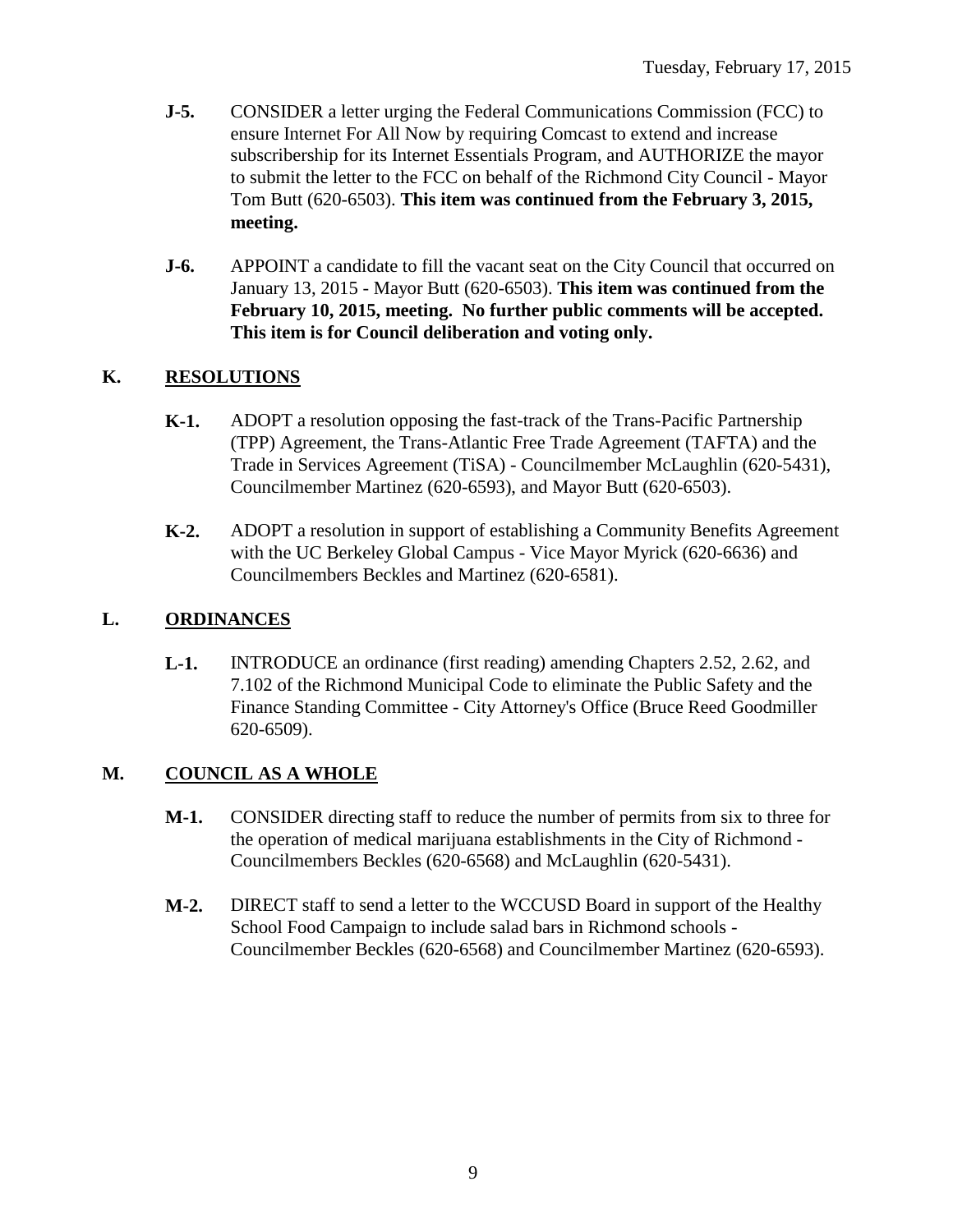- **J-5.** CONSIDER a letter urging the Federal Communications Commission (FCC) to ensure Internet For All Now by requiring Comcast to extend and increase subscribership for its Internet Essentials Program, and AUTHORIZE the mayor to submit the letter to the FCC on behalf of the Richmond City Council - Mayor Tom Butt (620-6503). **This item was continued from the February 3, 2015, meeting.**

- **J-6.** APPOINT a candidate to fill the vacant seat on the City Council that occurred on January 13, 2015 - Mayor Butt (620-6503). **This item was continued from the February 10, 2015, meeting. No further public comments will be accepted. This item is for Council deliberation and voting only.**

## K. RESOLUTIONS

- **K-1.** ADOPT a resolution opposing the fast-track of the Trans-Pacific Partnership (TPP) Agreement, the Trans-Atlantic Free Trade Agreement (TAFTA) and the Trade in Services Agreement (TiSA) - Councilmember McLaughlin (620-5431), Councilmember Martinez (620-6593), and Mayor Butt (620-6503).

- **K-2.** ADOPT a resolution in support of establishing a Community Benefits Agreement with the UC Berkeley Global Campus - Vice Mayor Myrick (620-6636) and Councilmembers Beckles and Martinez (620-6581).

## L. ORDINANCES

- **L-1.** INTRODUCE an ordinance (first reading) amending Chapters 2.52, 2.62, and 7.102 of the Richmond Municipal Code to eliminate the Public Safety and the Finance Standing Committee - City Attorney's Office (Bruce Reed Goodmiller 620-6509).

## M. COUNCIL AS A WHOLE

- **M-1.** CONSIDER directing staff to reduce the number of permits from six to three for the operation of medical marijuana establishments in the City of Richmond - Councilmembers Beckles (620-6568) and McLaughlin (620-5431).

- **M-2.** DIRECT staff to send a letter to the WCCUSD Board in support of the Healthy School Food Campaign to include salad bars in Richmond schools - Councilmember Beckles (620-6568) and Councilmember Martinez (620-6593).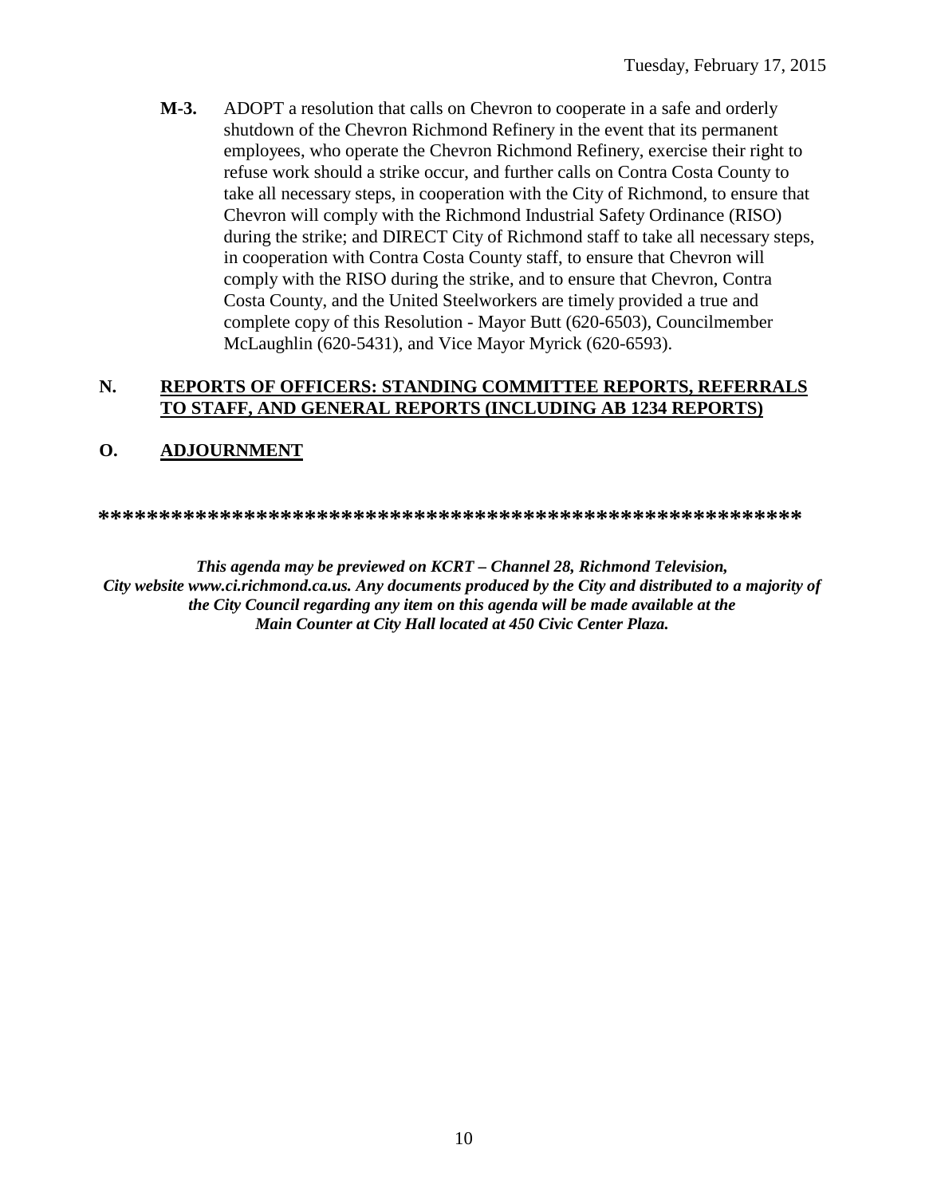**M-3.** ADOPT a resolution that calls on Chevron to cooperate in a safe and orderly shutdown of the Chevron Richmond Refinery in the event that its permanent employees, who operate the Chevron Richmond Refinery, exercise their right to refuse work should a strike occur, and further calls on Contra Costa County to take all necessary steps, in cooperation with the City of Richmond, to ensure that Chevron will comply with the Richmond Industrial Safety Ordinance (RISO) during the strike; and DIRECT City of Richmond staff to take all necessary steps, in cooperation with Contra Costa County staff, to ensure that Chevron will comply with the RISO during the strike, and to ensure that Chevron, Contra Costa County, and the United Steelworkers are timely provided a true and complete copy of this Resolution - Mayor Butt (620-6503), Councilmember McLaughlin (620-5431), and Vice Mayor Myrick (620-6593).

## N. REPORTS OF OFFICERS: STANDING COMMITTEE REPORTS, REFERRALS TO STAFF, AND GENERAL REPORTS (INCLUDING AB 1234 REPORTS)

## O. ADJOURNMENT

**********************************************************

***This agenda may be previewed on KCRT – Channel 28, Richmond Television, City website www.ci.richmond.ca.us. Any documents produced by the City and distributed to a majority of the City Council regarding any item on this agenda will be made available at the Main Counter at City Hall located at 450 Civic Center Plaza.***